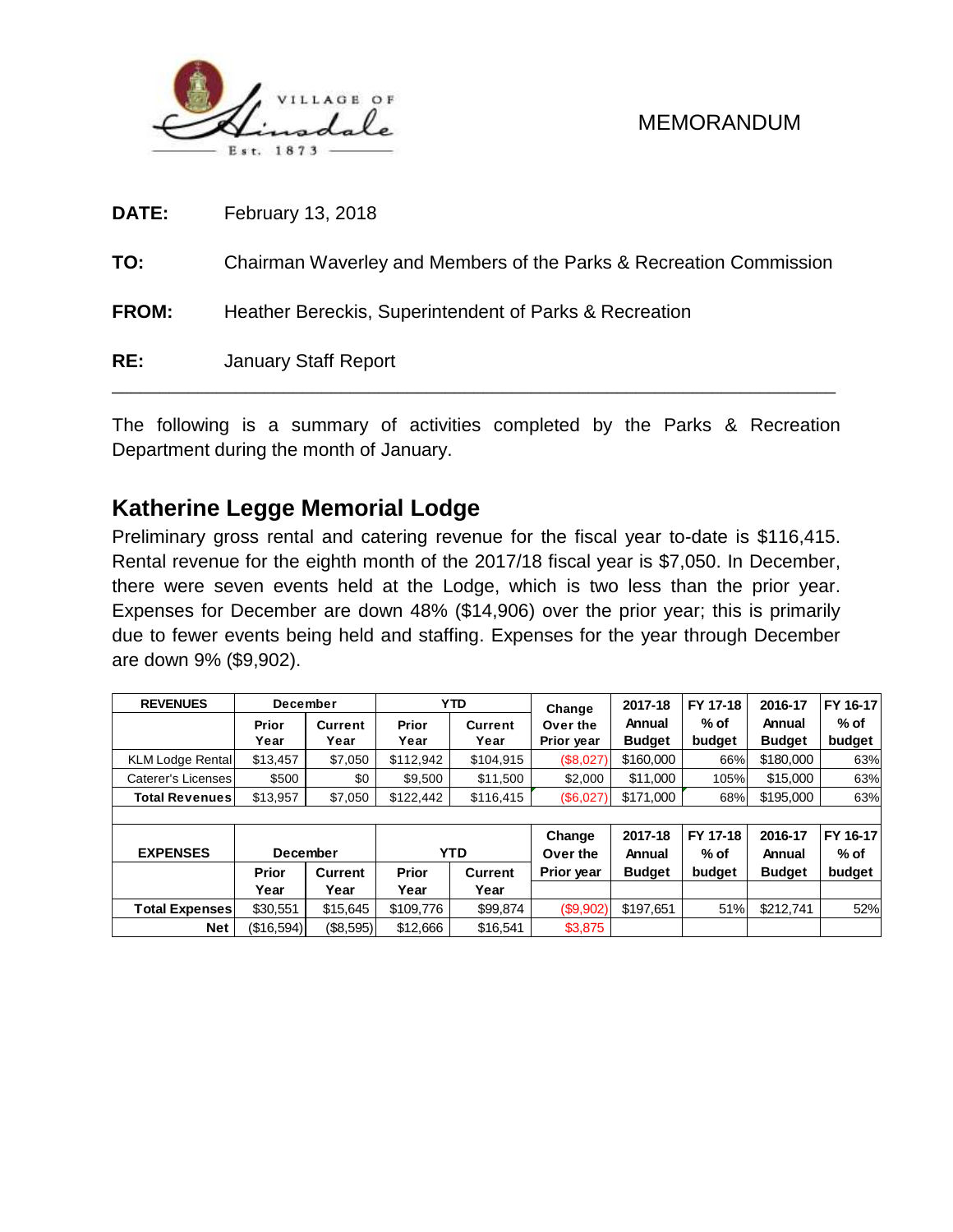VILLAGE OF Hinsdale Est. 1873

MEMORANDUM

**DATE:** February 13, 2018

**TO:** Chairman Waverley and Members of the Parks & Recreation Commission

**FROM:** Heather Bereckis, Superintendent of Parks & Recreation

**RE:** January Staff Report

---

The following is a summary of activities completed by the Parks & Recreation Department during the month of January.

## Katherine Legge Memorial Lodge

Preliminary gross rental and catering revenue for the fiscal year to-date is $116,415. Rental revenue for the eighth month of the 2017/18 fiscal year is $7,050. In December, there were seven events held at the Lodge, which is two less than the prior year. Expenses for December are down 48% ($14,906) over the prior year; this is primarily due to fewer events being held and staffing. Expenses for the year through December are down 9% ($9,902).

| REVENUES | December | | YTD | | Change Over the Prior year | 2017-18 Annual Budget | FY 17-18 % of budget | 2016-17 Annual Budget | FY 16-17 % of budget |
|---|---|---|---|---|---|---|---|---|---|
| | Prior Year | Current Year | Prior Year | Current Year | | | | | |
| KLM Lodge Rental | $13,457 | $7,050 | $112,942 | $104,915 | ($8,027) | $160,000 | 66% | $180,000 | 63% |
| Caterer's Licenses | $500 | $0 | $9,500 | $11,500 | $2,000 | $11,000 | 105% | $15,000 | 63% |
| **Total Revenues** | $13,957 | $7,050 | $122,442 | $116,415 | ($6,027) | $171,000 | 68% | $195,000 | 63% |
| | | | | | | | | | |
| **EXPENSES** | **December** | | **YTD** | | **Change Over the Prior year** | **2017-18 Annual Budget** | **FY 17-18 % of budget** | **2016-17 Annual Budget** | **FY 16-17 % of budget** |
| | **Prior Year** | **Current Year** | **Prior Year** | **Current Year** | | | | | |
| **Total Expenses** | $30,551 | $15,645 | $109,776 | $99,874 | ($9,902) | $197,651 | 51% | $212,741 | 52% |
| **Net** | ($16,594) | ($8,595) | $12,666 | $16,541 | $3,875 | | | | |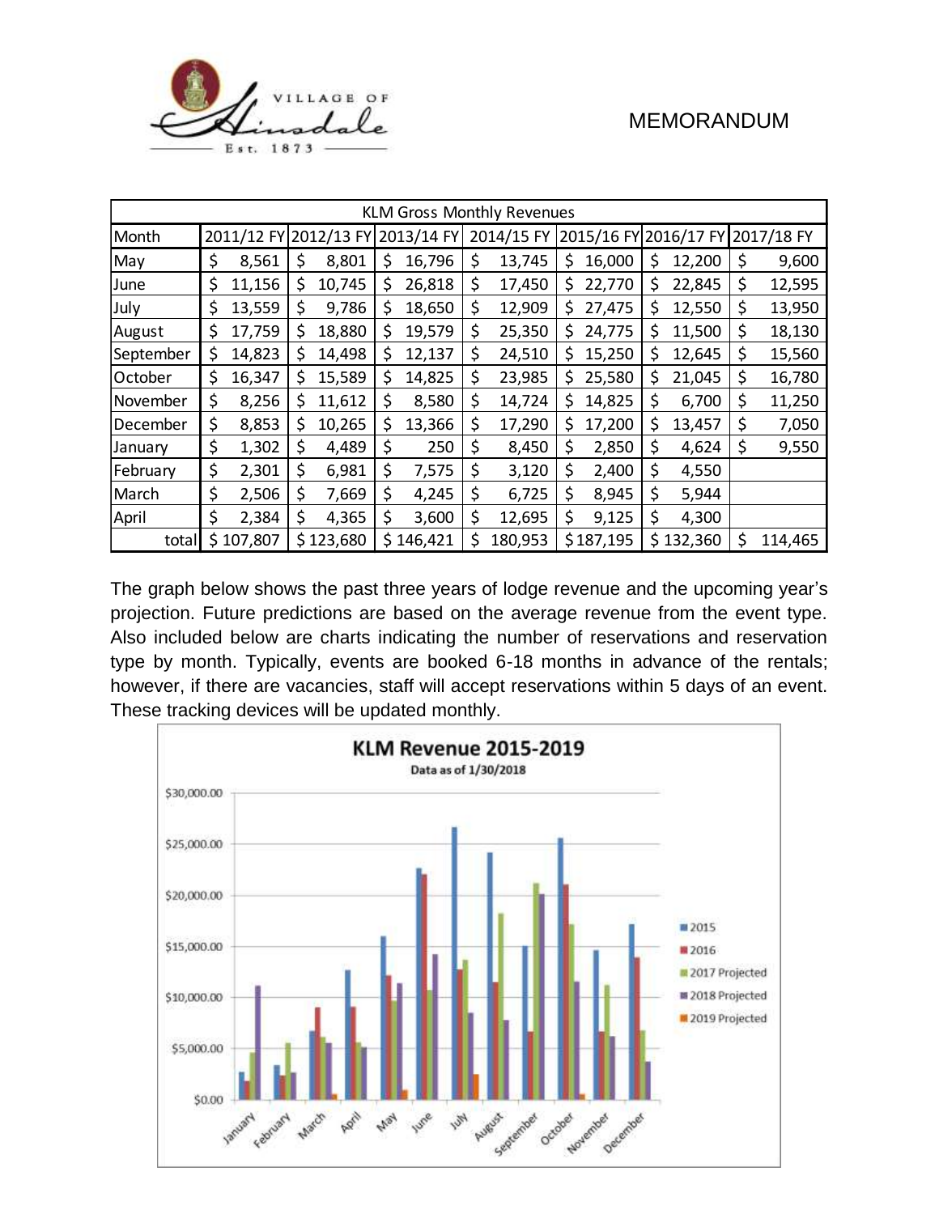VILLAGE OF Hinsdale Est. 1873

MEMORANDUM

| KLM Gross Monthly Revenues | | | | | | | |
|---|---|---|---|---|---|---|---|
| Month | 2011/12 FY | 2012/13 FY | 2013/14 FY | 2014/15 FY | 2015/16 FY | 2016/17 FY | 2017/18 FY |
| May | $ 8,561 | $ 8,801 | $ 16,796 | $ 13,745 | $ 16,000 | $ 12,200 | $ 9,600 |
| June | $ 11,156 | $ 10,745 | $ 26,818 | $ 17,450 | $ 22,770 | $ 22,845 | $ 12,595 |
| July | $ 13,559 | $ 9,786 | $ 18,650 | $ 12,909 | $ 27,475 | $ 12,550 | $ 13,950 |
| August | $ 17,759 | $ 18,880 | $ 19,579 | $ 25,350 | $ 24,775 | $ 11,500 | $ 18,130 |
| September | $ 14,823 | $ 14,498 | $ 12,137 | $ 24,510 | $ 15,250 | $ 12,645 | $ 15,560 |
| October | $ 16,347 | $ 15,589 | $ 14,825 | $ 23,985 | $ 25,580 | $ 21,045 | $ 16,780 |
| November | $ 8,256 | $ 11,612 | $ 8,580 | $ 14,724 | $ 14,825 | $ 6,700 | $ 11,250 |
| December | $ 8,853 | $ 10,265 | $ 13,366 | $ 17,290 | $ 17,200 | $ 13,457 | $ 7,050 |
| January | $ 1,302 | $ 4,489 | $ 250 | $ 8,450 | $ 2,850 | $ 4,624 | $ 9,550 |
| February | $ 2,301 | $ 6,981 | $ 7,575 | $ 3,120 | $ 2,400 | $ 4,550 | |
| March | $ 2,506 | $ 7,669 | $ 4,245 | $ 6,725 | $ 8,945 | $ 5,944 | |
| April | $ 2,384 | $ 4,365 | $ 3,600 | $ 12,695 | $ 9,125 | $ 4,300 | |
| total | $ 107,807 | $ 123,680 | $ 146,421 | $ 180,953 | $ 187,195 | $ 132,360 | $ 114,465 |

The graph below shows the past three years of lodge revenue and the upcoming year's projection. Future predictions are based on the average revenue from the event type. Also included below are charts indicating the number of reservations and reservation type by month. Typically, events are booked 6-18 months in advance of the rentals; however, if there are vacancies, staff will accept reservations within 5 days of an event. These tracking devices will be updated monthly.

**KLM Revenue 2015-2019**

Data as of 1/30/2018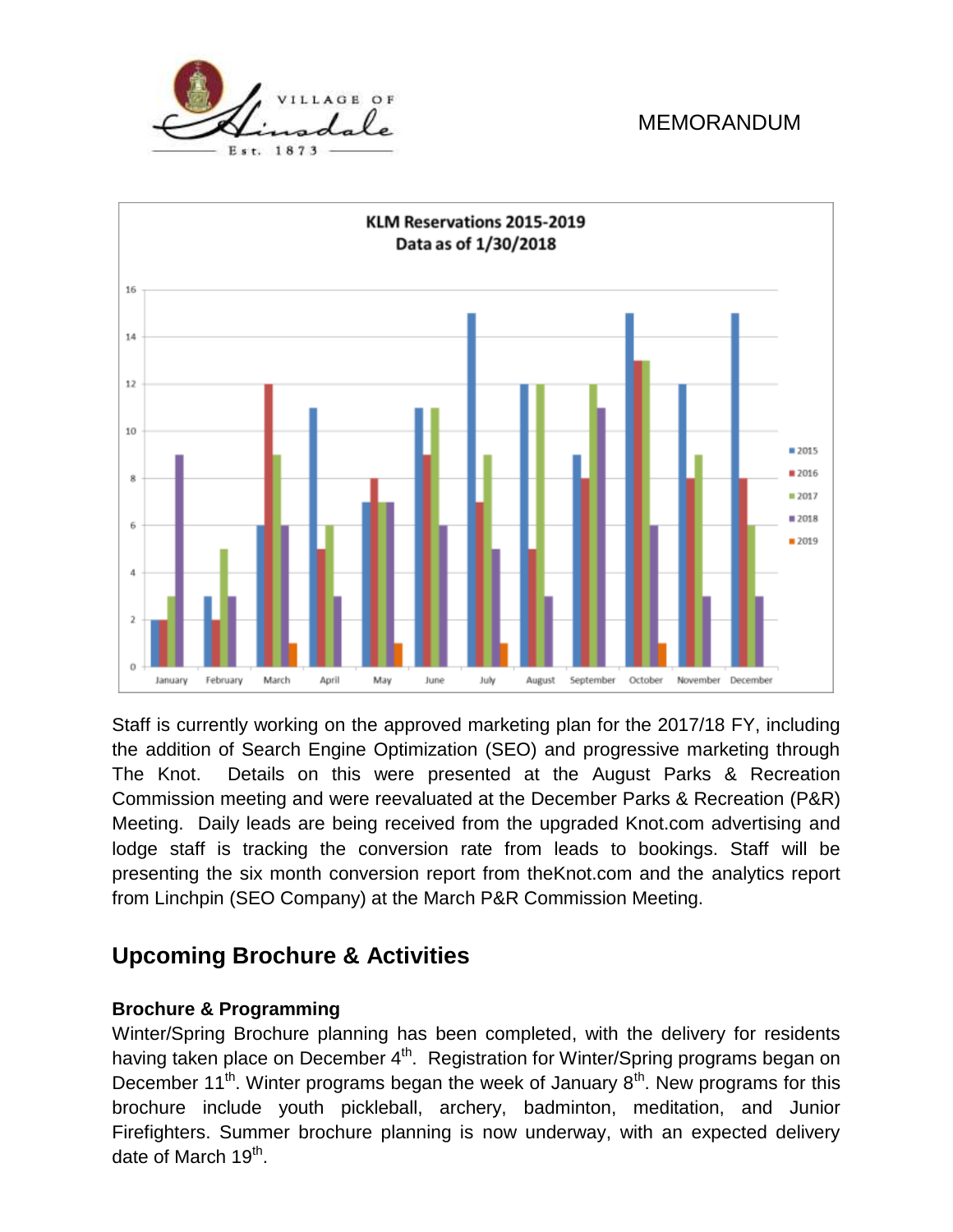**KLM Reservations 2015-2019**
**Data as of 1/30/2018**

| Month | 2015 | 2016 | 2017 | 2018 | 2019 |
|---|---|---|---|---|---|
| January | 2 | 2 | 3 | 9 | |
| February | 3 | 2 | 5 | 3 | |
| March | 6 | 12 | 9 | 6 | 1 |
| April | 11 | 5 | 6 | 3 | |
| May | 7 | 8 | 7 | 7 | 1 |
| June | 11 | 9 | 11 | 6 | |
| July | 15 | 7 | 9 | 5 | 1 |
| August | 12 | 5 | 12 | 3 | |
| September | 9 | 8 | 12 | 11 | |
| October | 15 | 13 | 13 | 6 | 1 |
| November | 12 | 8 | 9 | 3 | |
| December | 15 | 8 | 6 | 3 | |

Staff is currently working on the approved marketing plan for the 2017/18 FY, including the addition of Search Engine Optimization (SEO) and progressive marketing through The Knot. Details on this were presented at the August Parks & Recreation Commission meeting and were reevaluated at the December Parks & Recreation (P&R) Meeting. Daily leads are being received from the upgraded Knot.com advertising and lodge staff is tracking the conversion rate from leads to bookings. Staff will be presenting the six month conversion report from theKnot.com and the analytics report from Linchpin (SEO Company) at the March P&R Commission Meeting.

## Upcoming Brochure & Activities

### Brochure & Programming

Winter/Spring Brochure planning has been completed, with the delivery for residents having taken place on December 4th. Registration for Winter/Spring programs began on December 11th. Winter programs began the week of January 8th. New programs for this brochure include youth pickleball, archery, badminton, meditation, and Junior Firefighters. Summer brochure planning is now underway, with an expected delivery date of March 19th.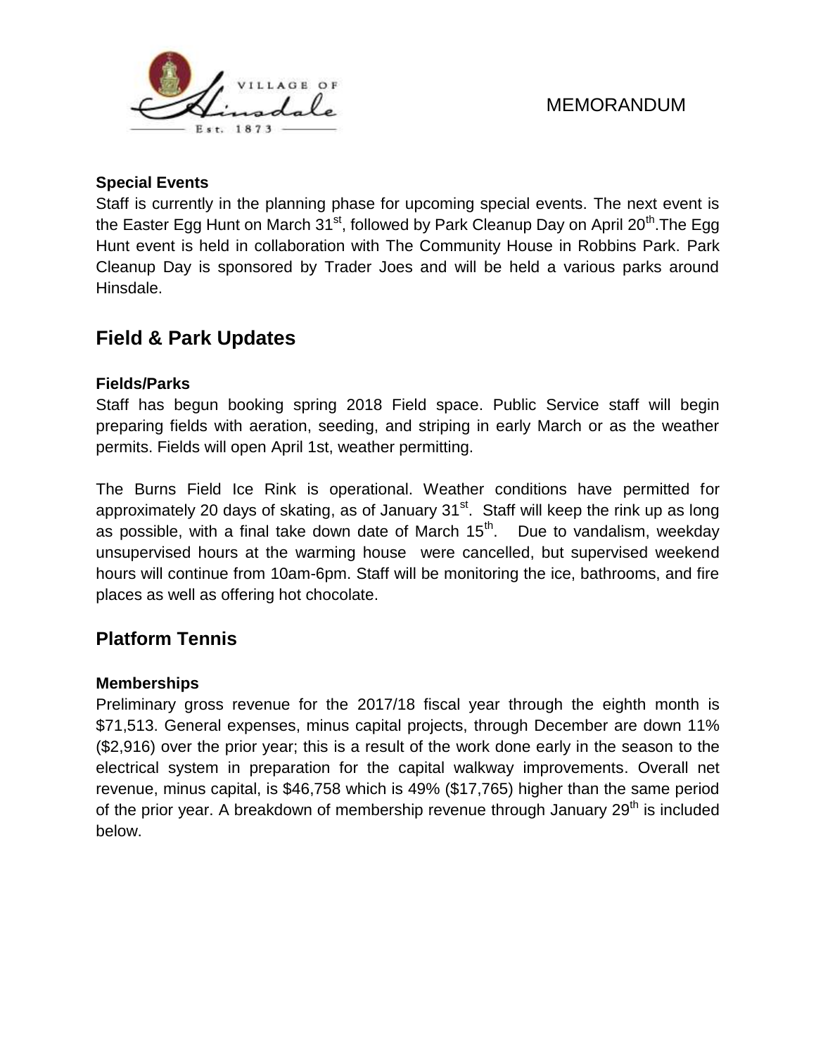MEMORANDUM

### Special Events

Staff is currently in the planning phase for upcoming special events. The next event is the Easter Egg Hunt on March 31st, followed by Park Cleanup Day on April 20th.The Egg Hunt event is held in collaboration with The Community House in Robbins Park. Park Cleanup Day is sponsored by Trader Joes and will be held a various parks around Hinsdale.

## Field & Park Updates

### Fields/Parks

Staff has begun booking spring 2018 Field space. Public Service staff will begin preparing fields with aeration, seeding, and striping in early March or as the weather permits. Fields will open April 1st, weather permitting.

The Burns Field Ice Rink is operational. Weather conditions have permitted for approximately 20 days of skating, as of January 31st. Staff will keep the rink up as long as possible, with a final take down date of March 15th. Due to vandalism, weekday unsupervised hours at the warming house were cancelled, but supervised weekend hours will continue from 10am-6pm. Staff will be monitoring the ice, bathrooms, and fire places as well as offering hot chocolate.

## Platform Tennis

### Memberships

Preliminary gross revenue for the 2017/18 fiscal year through the eighth month is $71,513. General expenses, minus capital projects, through December are down 11% ($2,916) over the prior year; this is a result of the work done early in the season to the electrical system in preparation for the capital walkway improvements. Overall net revenue, minus capital, is $46,758 which is 49% ($17,765) higher than the same period of the prior year. A breakdown of membership revenue through January 29th is included below.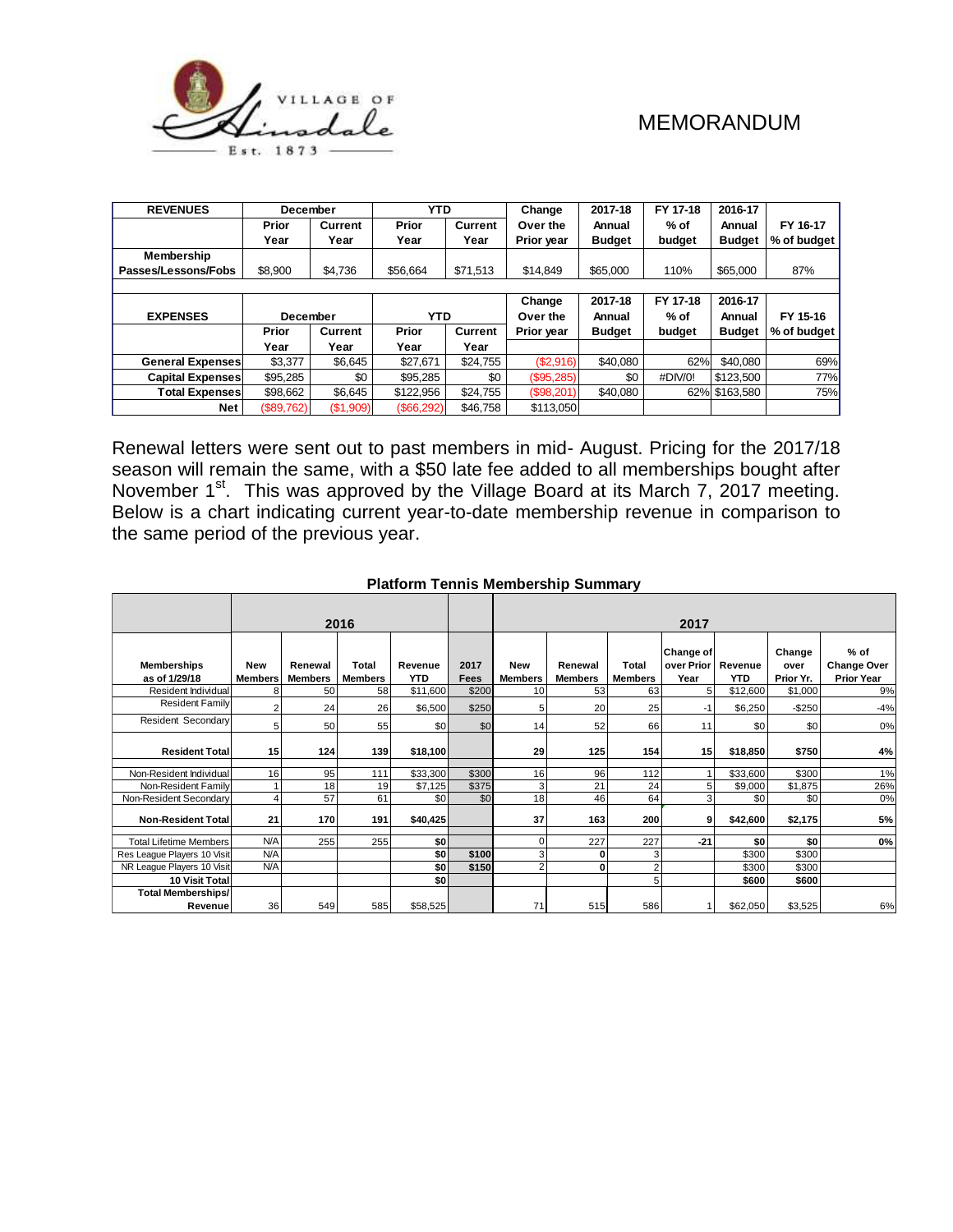VILLAGE OF Hinsdale Est. 1873

MEMORANDUM

| REVENUES | December | | YTD | | Change | 2017-18 | FY 17-18 | 2016-17 | |
|---|---|---|---|---|---|---|---|---|---|
| | Prior Year | Current Year | Prior Year | Current Year | Over the Prior year | Annual Budget | % of budget | Annual Budget | FY 16-17 % of budget |
| Membership Passes/Lessons/Fobs | $8,900 | $4,736 | $56,664 | $71,513 | $14,849 | $65,000 | 110% | $65,000 | 87% |

| EXPENSES | December | | YTD | | Change Over the Prior year | 2017-18 Annual Budget | FY 17-18 % of budget | 2016-17 Annual Budget | FY 15-16 % of budget |
|---|---|---|---|---|---|---|---|---|---|
| | Prior Year | Current Year | Prior Year | Current Year | | | | | |
| General Expenses | $3,377 | $6,645 | $27,671 | $24,755 | ($2,916) | $40,080 | 62% | $40,080 | 69% |
| Capital Expenses | $95,285 | $0 | $95,285 | $0 | ($95,285) | $0 | #DIV/0! | $123,500 | 77% |
| Total Expenses | $98,662 | $6,645 | $122,956 | $24,755 | ($98,201) | $40,080 | 62% | $163,580 | 75% |
| Net | ($89,762) | ($1,909) | ($66,292) | $46,758 | $113,050 | | | | |

Renewal letters were sent out to past members in mid- August. Pricing for the 2017/18 season will remain the same, with a $50 late fee added to all memberships bought after November 1st. This was approved by the Village Board at its March 7, 2017 meeting. Below is a chart indicating current year-to-date membership revenue in comparison to the same period of the previous year.

**Platform Tennis Membership Summary**

| | 2016 | | | | | 2017 | | | | | | |
|---|---|---|---|---|---|---|---|---|---|---|---|---|
| Memberships as of 1/29/18 | New Members | Renewal Members | Total Members | Revenue YTD | 2017 Fees | New Members | Renewal Members | Total Members | Change of over Prior Year | Revenue YTD | Change over Prior Yr. | % of Change Over Prior Year |
| Resident Individual | 8 | 50 | 58 | $11,600 | $200 | 10 | 53 | 63 | 5 | $12,600 | $1,000 | 9% |
| Resident Family | 2 | 24 | 26 | $6,500 | $250 | 5 | 20 | 25 | -1 | $6,250 | -$250 | -4% |
| Resident Secondary | 5 | 50 | 55 | $0 | $0 | 14 | 52 | 66 | 11 | $0 | $0 | 0% |
| **Resident Total** | **15** | **124** | **139** | **$18,100** | | **29** | **125** | **154** | **15** | **$18,850** | **$750** | **4%** |
| Non-Resident Individual | 16 | 95 | 111 | $33,300 | $300 | 16 | 96 | 112 | 1 | $33,600 | $300 | 1% |
| Non-Resident Family | 1 | 18 | 19 | $7,125 | $375 | 3 | 21 | 24 | 5 | $9,000 | $1,875 | 26% |
| Non-Resident Secondary | 4 | 57 | 61 | $0 | $0 | 18 | 46 | 64 | 3 | $0 | $0 | 0% |
| **Non-Resident Total** | **21** | **170** | **191** | **$40,425** | | **37** | **163** | **200** | **9** | **$42,600** | **$2,175** | **5%** |
| Total Lifetime Members | N/A | 255 | 255 | **$0** | | 0 | 227 | 227 | **-21** | **$0** | **$0** | **0%** |
| Res League Players 10 Visit | N/A | | | **$0** | **$100** | 3 | **0** | 3 | | $300 | $300 | |
| NR League Players 10 Visit | N/A | | | **$0** | **$150** | 2 | **0** | 2 | | $300 | $300 | |
| **10 Visit Total** | | | | **$0** | | | | 5 | | **$600** | **$600** | |
| **Total Memberships/ Revenue** | 36 | 549 | 585 | $58,525 | | 71 | 515 | 586 | 1 | $62,050 | $3,525 | 6% |